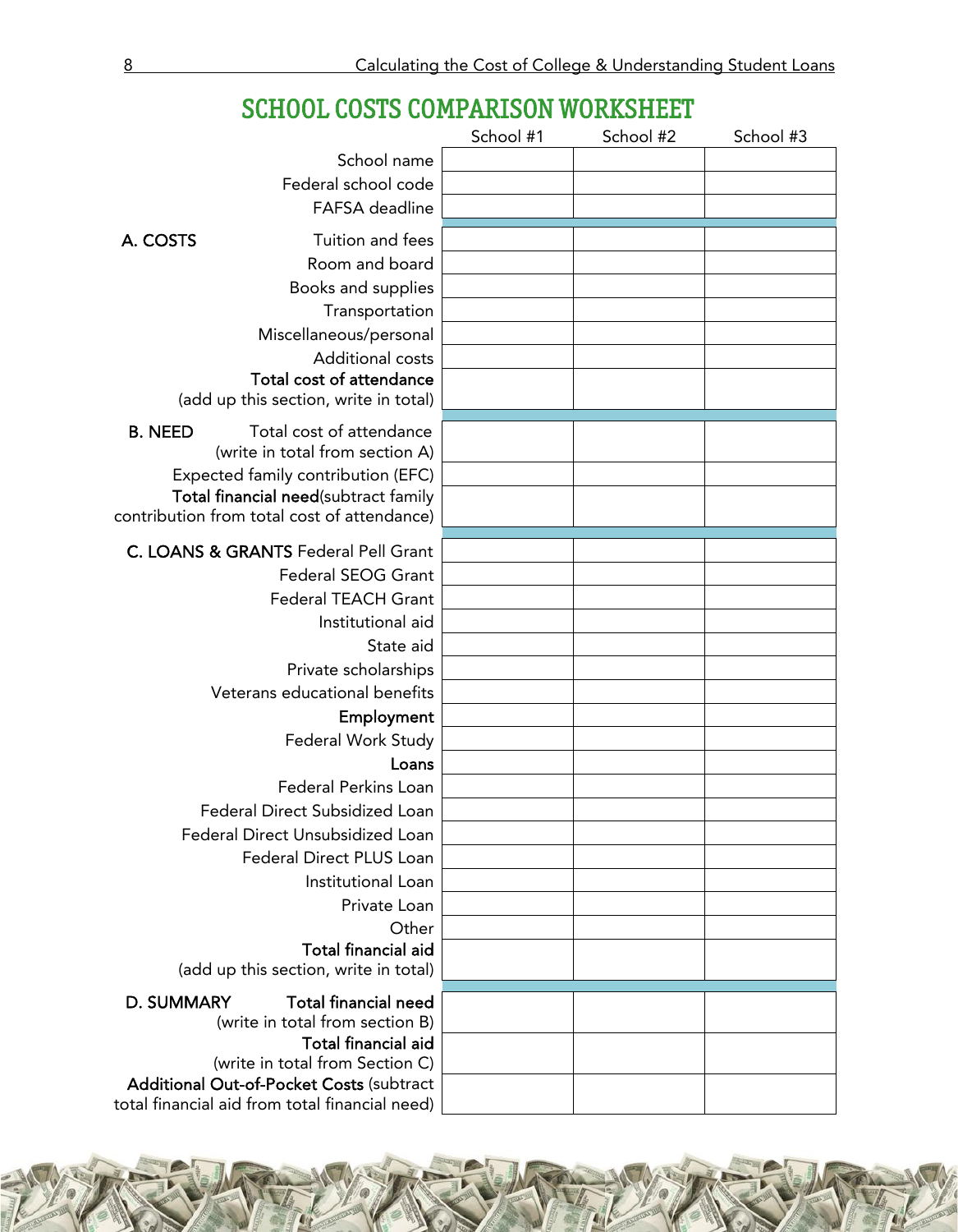# SCHOOL COSTS COMPARISON WORKSHEET

| | School #1 | School #2 | School #3 |
|---|---|---|---|
| School name | | | |
| Federal school code | | | |
| FAFSA deadline | | | |
| **A. COSTS** Tuition and fees | | | |
| Room and board | | | |
| Books and supplies | | | |
| Transportation | | | |
| Miscellaneous/personal | | | |
| Additional costs | | | |
| **Total cost of attendance** (add up this section, write in total) | | | |
| **B. NEED** Total cost of attendance (write in total from section A) | | | |
| Expected family contribution (EFC) | | | |
| **Total financial need**(subtract family contribution from total cost of attendance) | | | |
| **C. LOANS & GRANTS** Federal Pell Grant | | | |
| Federal SEOG Grant | | | |
| Federal TEACH Grant | | | |
| Institutional aid | | | |
| State aid | | | |
| Private scholarships | | | |
| Veterans educational benefits | | | |
| **Employment** | | | |
| Federal Work Study | | | |
| **Loans** | | | |
| Federal Perkins Loan | | | |
| Federal Direct Subsidized Loan | | | |
| Federal Direct Unsubsidized Loan | | | |
| Federal Direct PLUS Loan | | | |
| Institutional Loan | | | |
| Private Loan | | | |
| Other | | | |
| **Total financial aid** (add up this section, write in total) | | | |
| **D. SUMMARY** **Total financial need** (write in total from section B) | | | |
| **Total financial aid** (write in total from Section C) | | | |
| **Additional Out-of-Pocket Costs** (subtract total financial aid from total financial need) | | | |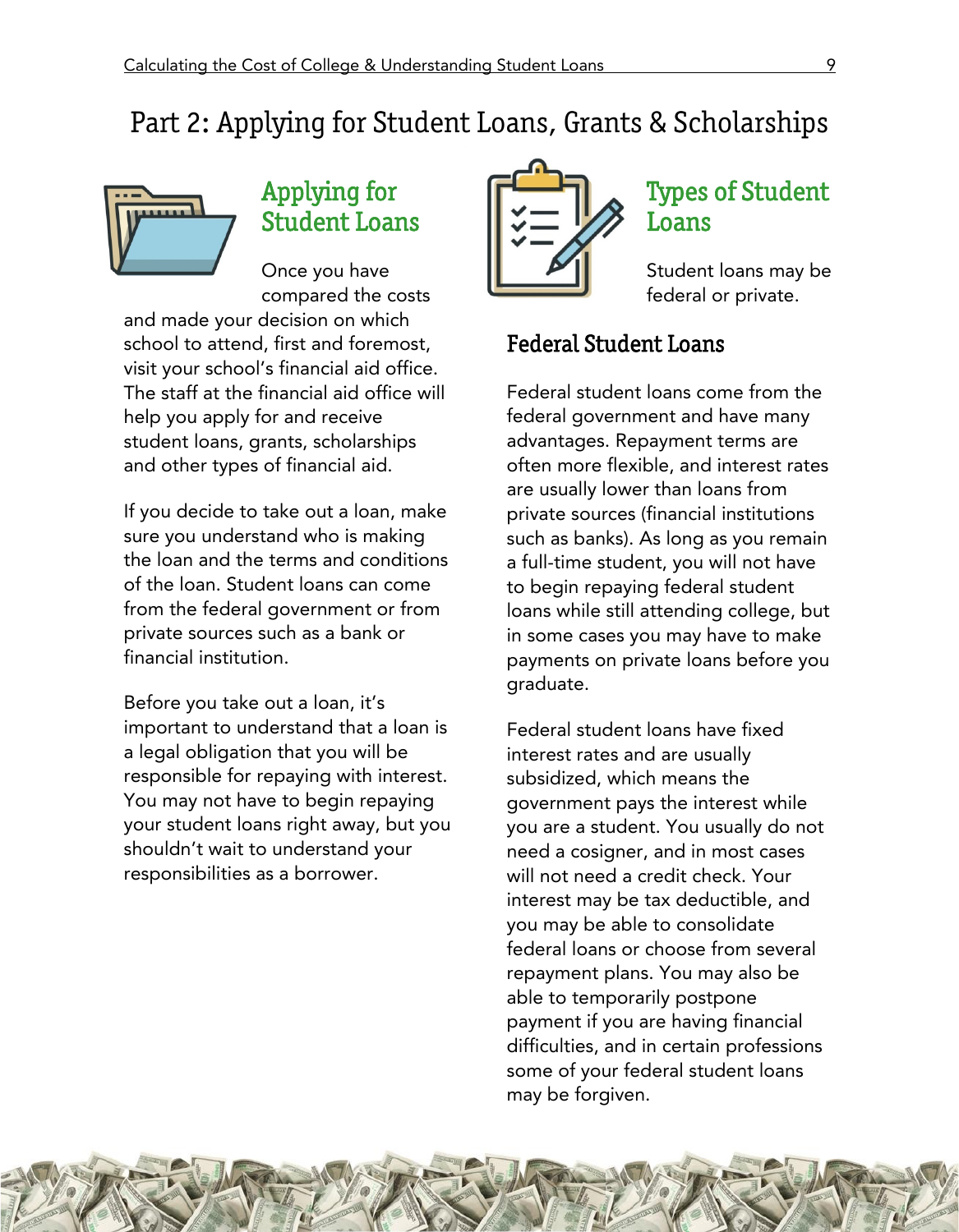# Part 2: Applying for Student Loans, Grants & Scholarships

## Applying for Student Loans

Once you have compared the costs and made your decision on which school to attend, first and foremost, visit your school's financial aid office. The staff at the financial aid office will help you apply for and receive student loans, grants, scholarships and other types of financial aid.

If you decide to take out a loan, make sure you understand who is making the loan and the terms and conditions of the loan. Student loans can come from the federal government or from private sources such as a bank or financial institution.

Before you take out a loan, it's important to understand that a loan is a legal obligation that you will be responsible for repaying with interest. You may not have to begin repaying your student loans right away, but you shouldn't wait to understand your responsibilities as a borrower.

## Types of Student Loans

Student loans may be federal or private.

### Federal Student Loans

Federal student loans come from the federal government and have many advantages. Repayment terms are often more flexible, and interest rates are usually lower than loans from private sources (financial institutions such as banks). As long as you remain a full-time student, you will not have to begin repaying federal student loans while still attending college, but in some cases you may have to make payments on private loans before you graduate.

Federal student loans have fixed interest rates and are usually subsidized, which means the government pays the interest while you are a student. You usually do not need a cosigner, and in most cases will not need a credit check. Your interest may be tax deductible, and you may be able to consolidate federal loans or choose from several repayment plans. You may also be able to temporarily postpone payment if you are having financial difficulties, and in certain professions some of your federal student loans may be forgiven.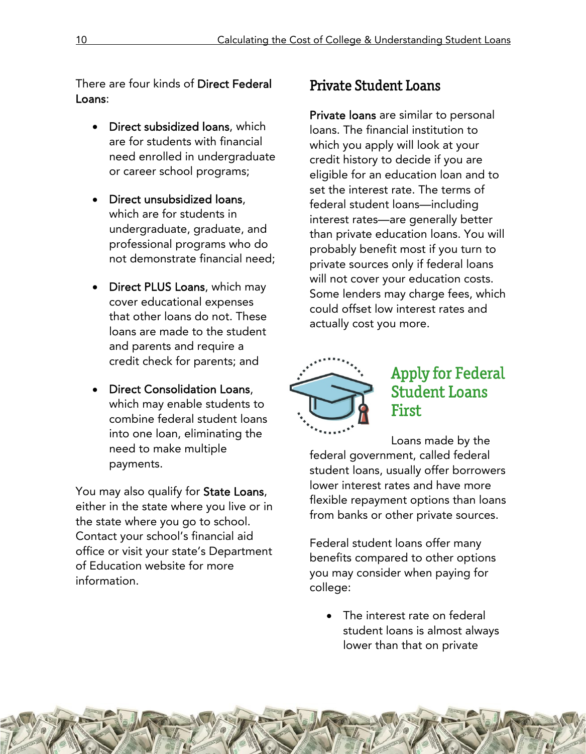There are four kinds of **Direct Federal Loans**:

- **Direct subsidized loans**, which are for students with financial need enrolled in undergraduate or career school programs;
- **Direct unsubsidized loans**, which are for students in undergraduate, graduate, and professional programs who do not demonstrate financial need;
- **Direct PLUS Loans**, which may cover educational expenses that other loans do not. These loans are made to the student and parents and require a credit check for parents; and
- **Direct Consolidation Loans**, which may enable students to combine federal student loans into one loan, eliminating the need to make multiple payments.

You may also qualify for **State Loans**, either in the state where you live or in the state where you go to school. Contact your school's financial aid office or visit your state's Department of Education website for more information.

## Private Student Loans

**Private loans** are similar to personal loans. The financial institution to which you apply will look at your credit history to decide if you are eligible for an education loan and to set the interest rate. The terms of federal student loans—including interest rates—are generally better than private education loans. You will probably benefit most if you turn to private sources only if federal loans will not cover your education costs. Some lenders may charge fees, which could offset low interest rates and actually cost you more.

## Apply for Federal Student Loans First

Loans made by the federal government, called federal student loans, usually offer borrowers lower interest rates and have more flexible repayment options than loans from banks or other private sources.

Federal student loans offer many benefits compared to other options you may consider when paying for college:

- The interest rate on federal student loans is almost always lower than that on private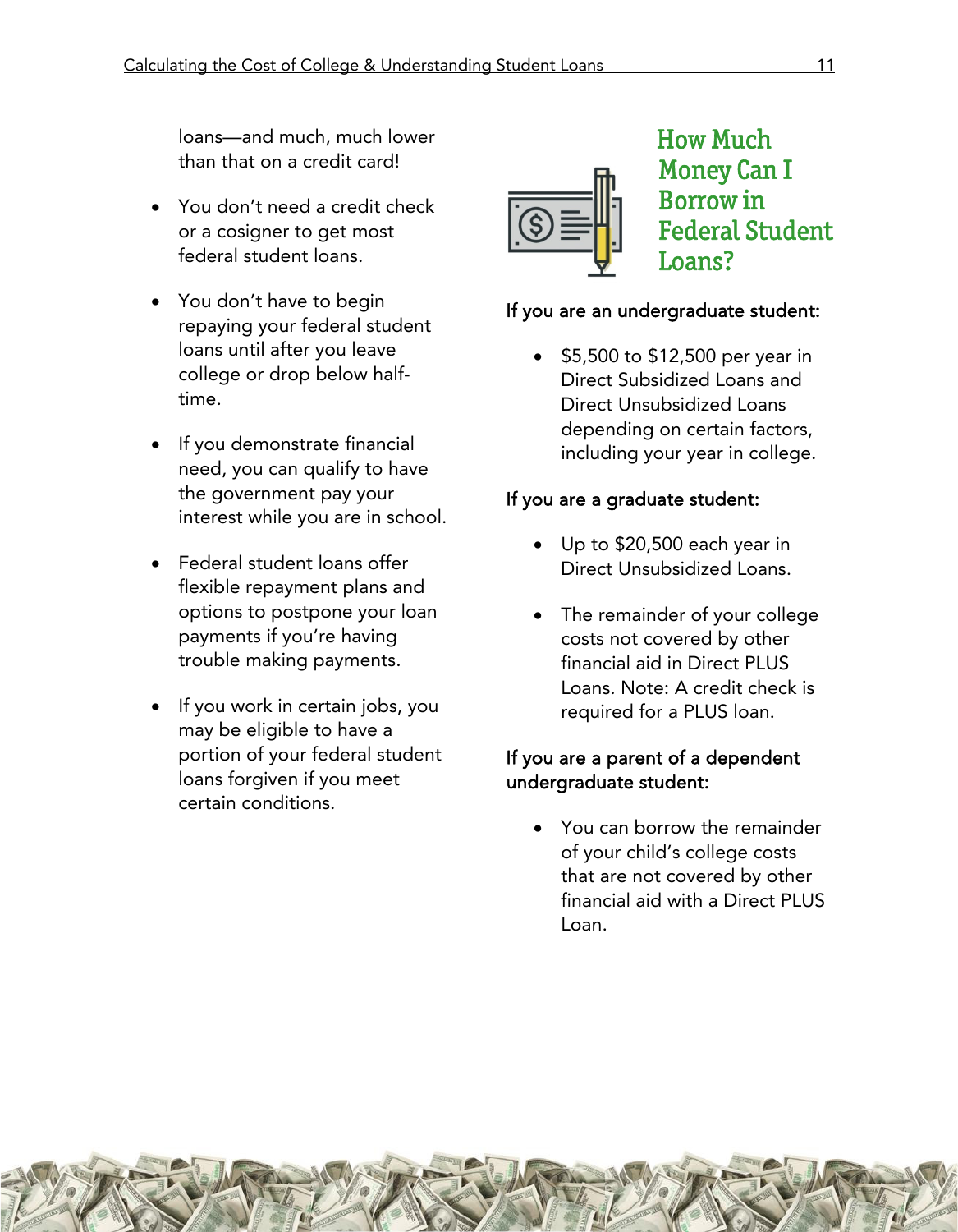loans—and much, much lower than that on a credit card!

- You don't need a credit check or a cosigner to get most federal student loans.
- You don't have to begin repaying your federal student loans until after you leave college or drop below half-time.
- If you demonstrate financial need, you can qualify to have the government pay your interest while you are in school.
- Federal student loans offer flexible repayment plans and options to postpone your loan payments if you're having trouble making payments.
- If you work in certain jobs, you may be eligible to have a portion of your federal student loans forgiven if you meet certain conditions.

## How Much Money Can I Borrow in Federal Student Loans?

If you are an undergraduate student:

- $5,500 to $12,500 per year in Direct Subsidized Loans and Direct Unsubsidized Loans depending on certain factors, including your year in college.

If you are a graduate student:

- Up to $20,500 each year in Direct Unsubsidized Loans.
- The remainder of your college costs not covered by other financial aid in Direct PLUS Loans. Note: A credit check is required for a PLUS loan.

If you are a parent of a dependent undergraduate student:

- You can borrow the remainder of your child's college costs that are not covered by other financial aid with a Direct PLUS Loan.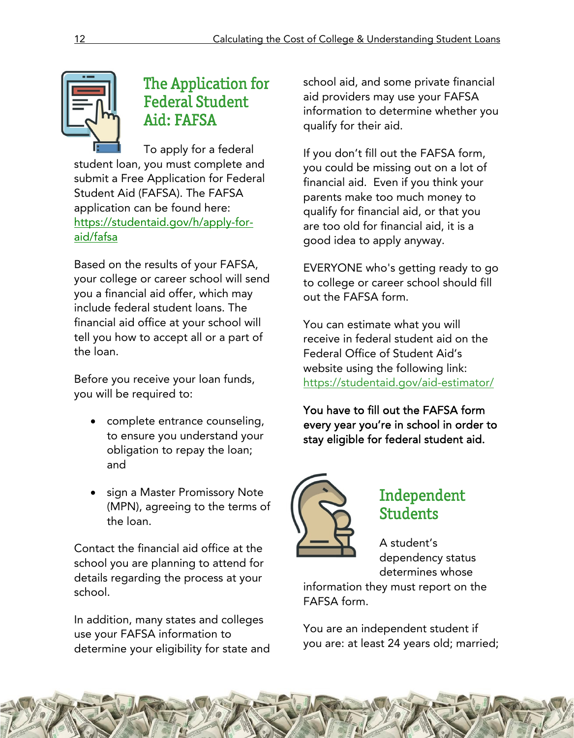## The Application for Federal Student Aid: FAFSA

To apply for a federal student loan, you must complete and submit a Free Application for Federal Student Aid (FAFSA). The FAFSA application can be found here: [https://studentaid.gov/h/apply-for-aid/fafsa](https://studentaid.gov/h/apply-for-aid/fafsa)

Based on the results of your FAFSA, your college or career school will send you a financial aid offer, which may include federal student loans. The financial aid office at your school will tell you how to accept all or a part of the loan.

Before you receive your loan funds, you will be required to:

- complete entrance counseling, to ensure you understand your obligation to repay the loan; and
- sign a Master Promissory Note (MPN), agreeing to the terms of the loan.

Contact the financial aid office at the school you are planning to attend for details regarding the process at your school.

In addition, many states and colleges use your FAFSA information to determine your eligibility for state and school aid, and some private financial aid providers may use your FAFSA information to determine whether you qualify for their aid.

If you don't fill out the FAFSA form, you could be missing out on a lot of financial aid. Even if you think your parents make too much money to qualify for financial aid, or that you are too old for financial aid, it is a good idea to apply anyway.

EVERYONE who's getting ready to go to college or career school should fill out the FAFSA form.

You can estimate what you will receive in federal student aid on the Federal Office of Student Aid's website using the following link: [https://studentaid.gov/aid-estimator/](https://studentaid.gov/aid-estimator/)

**You have to fill out the FAFSA form every year you're in school in order to stay eligible for federal student aid.**

## Independent Students

A student's dependency status determines whose information they must report on the FAFSA form.

You are an independent student if you are: at least 24 years old; married;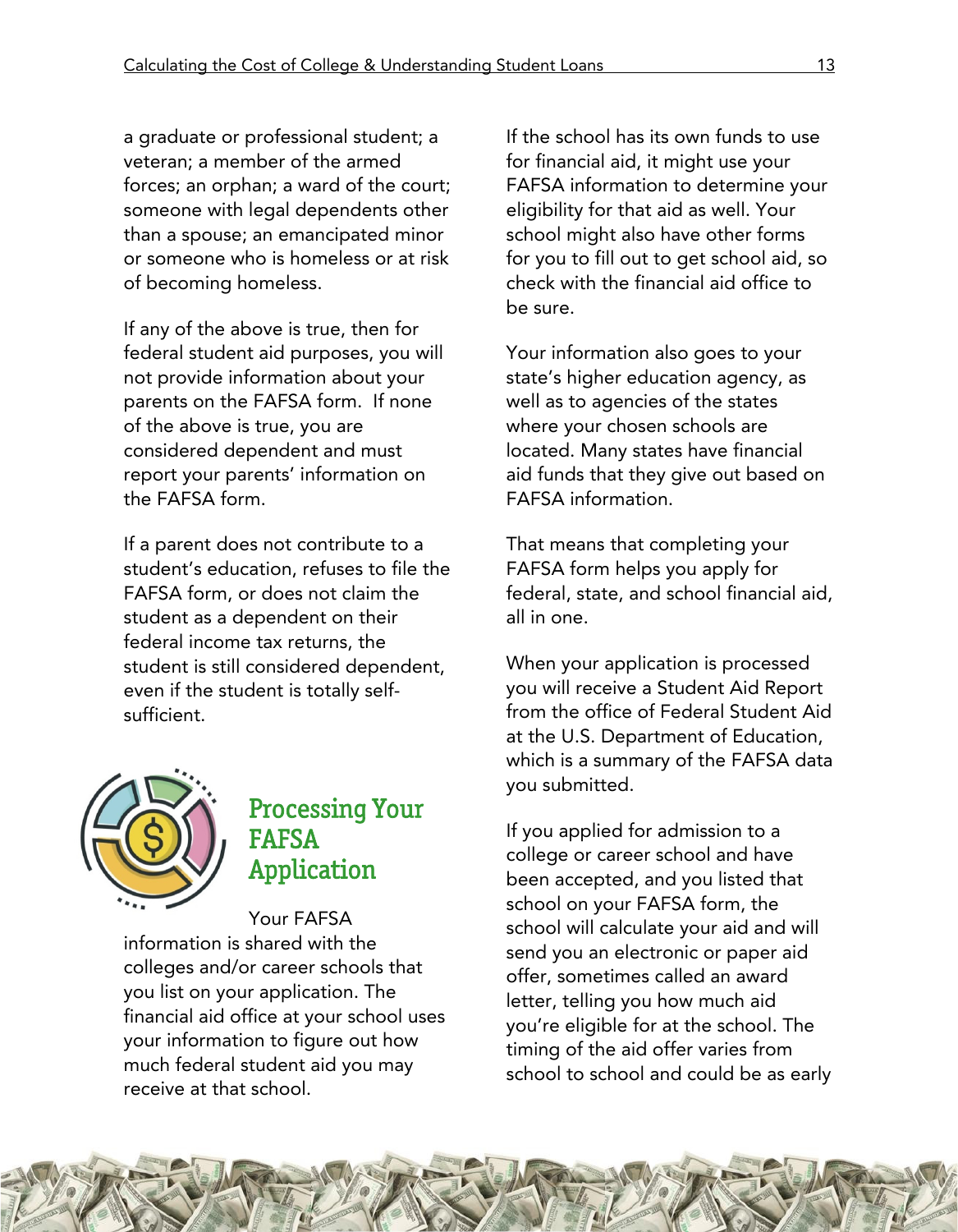a graduate or professional student; a veteran; a member of the armed forces; an orphan; a ward of the court; someone with legal dependents other than a spouse; an emancipated minor or someone who is homeless or at risk of becoming homeless.

If any of the above is true, then for federal student aid purposes, you will not provide information about your parents on the FAFSA form. If none of the above is true, you are considered dependent and must report your parents' information on the FAFSA form.

If a parent does not contribute to a student's education, refuses to file the FAFSA form, or does not claim the student as a dependent on their federal income tax returns, the student is still considered dependent, even if the student is totally self-sufficient.

## Processing Your FAFSA Application

Your FAFSA information is shared with the colleges and/or career schools that you list on your application. The financial aid office at your school uses your information to figure out how much federal student aid you may receive at that school.

If the school has its own funds to use for financial aid, it might use your FAFSA information to determine your eligibility for that aid as well. Your school might also have other forms for you to fill out to get school aid, so check with the financial aid office to be sure.

Your information also goes to your state's higher education agency, as well as to agencies of the states where your chosen schools are located. Many states have financial aid funds that they give out based on FAFSA information.

That means that completing your FAFSA form helps you apply for federal, state, and school financial aid, all in one.

When your application is processed you will receive a Student Aid Report from the office of Federal Student Aid at the U.S. Department of Education, which is a summary of the FAFSA data you submitted.

If you applied for admission to a college or career school and have been accepted, and you listed that school on your FAFSA form, the school will calculate your aid and will send you an electronic or paper aid offer, sometimes called an award letter, telling you how much aid you're eligible for at the school. The timing of the aid offer varies from school to school and could be as early